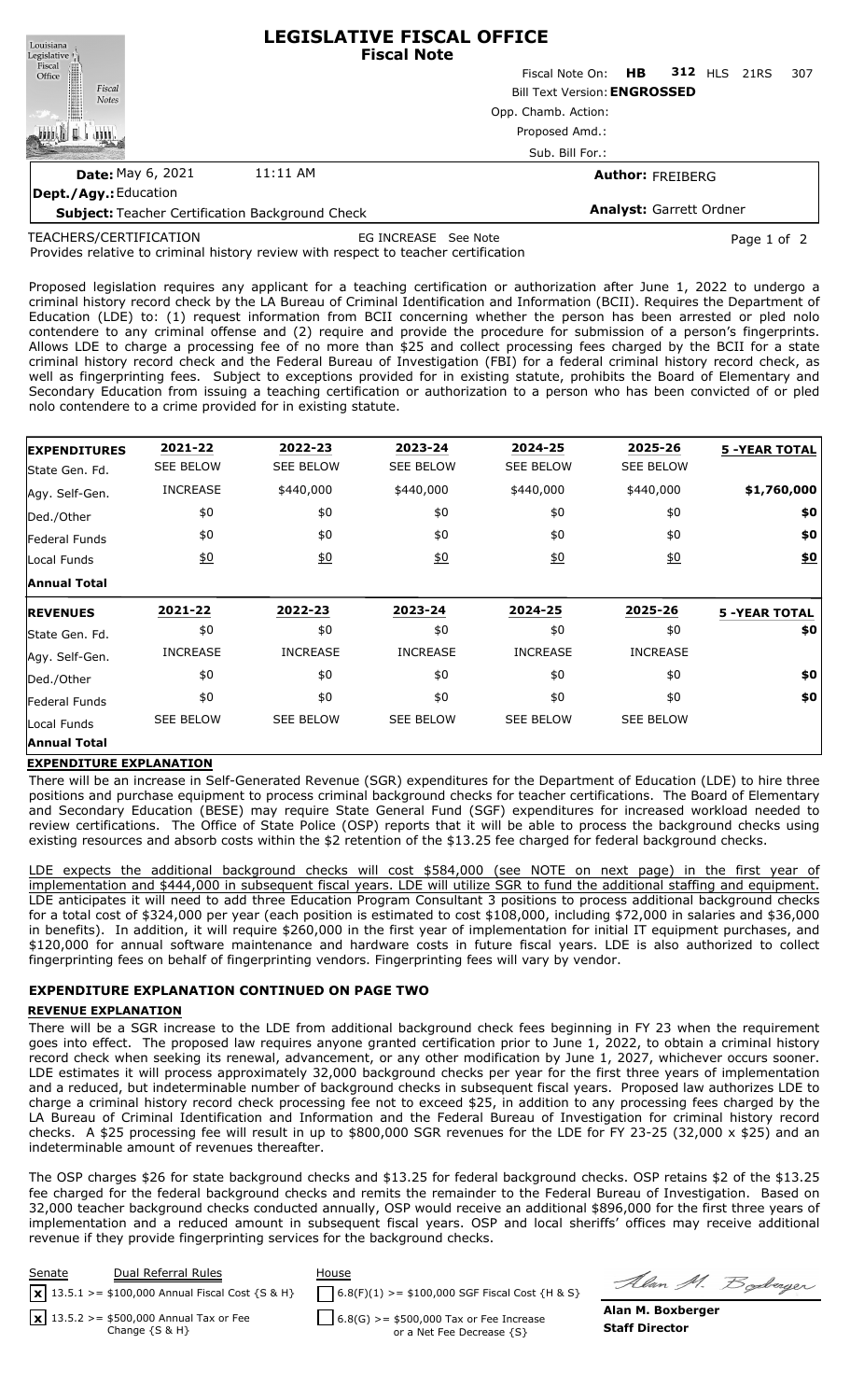# LEGISLATIVE FISCAL OFFICE
## Fiscal Note

Fiscal Note On: **HB 312** HLS 21RS 307

Bill Text Version: **ENGROSSED**

Opp. Chamb. Action:

Proposed Amd.:

Sub. Bill For.:

**Date:** May 6, 2021 11:11 AM

**Author:** FREIBERG

**Dept./Agy.:** Education

**Subject:** Teacher Certification Background Check

**Analyst:** Garrett Ordner

TEACHERS/CERTIFICATION EG INCREASE See Note

Provides relative to criminal history review with respect to teacher certification

Proposed legislation requires any applicant for a teaching certification or authorization after June 1, 2022 to undergo a criminal history record check by the LA Bureau of Criminal Identification and Information (BCII). Requires the Department of Education (LDE) to: (1) request information from BCII concerning whether the person has been arrested or pled nolo contendere to any criminal offense and (2) require and provide the procedure for submission of a person's fingerprints. Allows LDE to charge a processing fee of no more than $25 and collect processing fees charged by the BCII for a state criminal history record check and the Federal Bureau of Investigation (FBI) for a federal criminal history record check, as well as fingerprinting fees. Subject to exceptions provided for in existing statute, prohibits the Board of Elementary and Secondary Education from issuing a teaching certification or authorization to a person who has been convicted of or pled nolo contendere to a crime provided for in existing statute.

| **EXPENDITURES** | **2021-22** | **2022-23** | **2023-24** | **2024-25** | **2025-26** | **5 -YEAR TOTAL** |
|---|---|---|---|---|---|---|
| State Gen. Fd. | SEE BELOW | SEE BELOW | SEE BELOW | SEE BELOW | SEE BELOW | |
| Agy. Self-Gen. | INCREASE | $440,000 | $440,000 | $440,000 | $440,000 | **$1,760,000** |
| Ded./Other | $0 | $0 | $0 | $0 | $0 | **$0** |
| Federal Funds | $0 | $0 | $0 | $0 | $0 | **$0** |
| Local Funds | $0 | $0 | $0 | $0 | $0 | **$0** |
| **Annual Total** | | | | | | |

| **REVENUES** | **2021-22** | **2022-23** | **2023-24** | **2024-25** | **2025-26** | **5 -YEAR TOTAL** |
|---|---|---|---|---|---|---|
| State Gen. Fd. | $0 | $0 | $0 | $0 | $0 | **$0** |
| Agy. Self-Gen. | INCREASE | INCREASE | INCREASE | INCREASE | INCREASE | |
| Ded./Other | $0 | $0 | $0 | $0 | $0 | **$0** |
| Federal Funds | $0 | $0 | $0 | $0 | $0 | **$0** |
| Local Funds | SEE BELOW | SEE BELOW | SEE BELOW | SEE BELOW | SEE BELOW | |
| **Annual Total** | | | | | | |

**EXPENDITURE EXPLANATION**

There will be an increase in Self-Generated Revenue (SGR) expenditures for the Department of Education (LDE) to hire three positions and purchase equipment to process criminal background checks for teacher certifications. The Board of Elementary and Secondary Education (BESE) may require State General Fund (SGF) expenditures for increased workload needed to review certifications. The Office of State Police (OSP) reports that it will be able to process the background checks using existing resources and absorb costs within the $2 retention of the $13.25 fee charged for federal background checks.

LDE expects the additional background checks will cost $584,000 (see NOTE on next page) in the first year of implementation and $444,000 in subsequent fiscal years. LDE will utilize SGR to fund the additional staffing and equipment. LDE anticipates it will need to add three Education Program Consultant 3 positions to process additional background checks for a total cost of $324,000 per year (each position is estimated to cost $108,000, including $72,000 in salaries and $36,000 in benefits). In addition, it will require $260,000 in the first year of implementation for initial IT equipment purchases, and $120,000 for annual software maintenance and hardware costs in future fiscal years. LDE is also authorized to collect fingerprinting fees on behalf of fingerprinting vendors. Fingerprinting fees will vary by vendor.

**EXPENDITURE EXPLANATION CONTINUED ON PAGE TWO**

**REVENUE EXPLANATION**

There will be a SGR increase to the LDE from additional background check fees beginning in FY 23 when the requirement goes into effect. The proposed law requires anyone granted certification prior to June 1, 2022, to obtain a criminal history record check when seeking its renewal, advancement, or any other modification by June 1, 2027, whichever occurs sooner. LDE estimates it will process approximately 32,000 background checks per year for the first three years of implementation and a reduced, but indeterminable number of background checks in subsequent fiscal years. Proposed law authorizes LDE to charge a criminal history record check processing fee not to exceed $25, in addition to any processing fees charged by the LA Bureau of Criminal Identification and Information and the Federal Bureau of Investigation for criminal history record checks. A $25 processing fee will result in up to $800,000 SGR revenues for the LDE for FY 23-25 (32,000 x $25) and an indeterminable amount of revenues thereafter.

The OSP charges $26 for state background checks and $13.25 for federal background checks. OSP retains $2 of the $13.25 fee charged for the federal background checks and remits the remainder to the Federal Bureau of Investigation. Based on 32,000 teacher background checks conducted annually, OSP would receive an additional $896,000 for the first three years of implementation and a reduced amount in subsequent fiscal years. OSP and local sheriffs' offices may receive additional revenue if they provide fingerprinting services for the background checks.

| Senate | Dual Referral Rules | House |
|---|---|---|
| [x] 13.5.1 >= $100,000 Annual Fiscal Cost {S & H} | | [ ] 6.8(F)(1) >= $100,000 SGF Fiscal Cost {H & S} |
| [x] 13.5.2 >= $500,000 Annual Tax or Fee Change {S & H} | | [ ] 6.8(G) >= $500,000 Tax or Fee Increase or a Net Fee Decrease {S} |

**Alan M. Boxberger**
**Staff Director**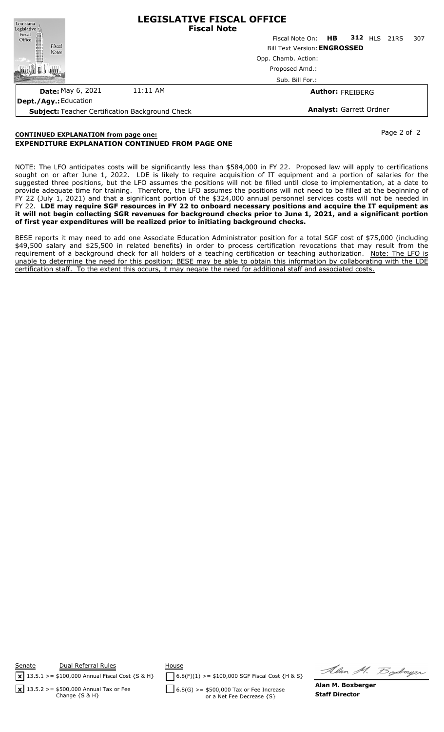# LEGISLATIVE FISCAL OFFICE
## Fiscal Note

Fiscal Note On: **HB 312** HLS 21RS 307

Bill Text Version: **ENGROSSED**

Opp. Chamb. Action:

Proposed Amd.:

Sub. Bill For.:

**Date:** May 6, 2021 11:11 AM

**Author:** FREIBERG

**Dept./Agy.:** Education

**Subject:** Teacher Certification Background Check

**Analyst:** Garrett Ordner

**CONTINUED EXPLANATION from page one:**

**EXPENDITURE EXPLANATION CONTINUED FROM PAGE ONE**

NOTE: The LFO anticipates costs will be significantly less than $584,000 in FY 22. Proposed law will apply to certifications sought on or after June 1, 2022. LDE is likely to require acquisition of IT equipment and a portion of salaries for the suggested three positions, but the LFO assumes the positions will not be filled until close to implementation, at a date to provide adequate time for training. Therefore, the LFO assumes the positions will not need to be filled at the beginning of FY 22 (July 1, 2021) and that a significant portion of the $324,000 annual personnel services costs will not be needed in FY 22. **LDE may require SGF resources in FY 22 to onboard necessary positions and acquire the IT equipment as it will not begin collecting SGR revenues for background checks prior to June 1, 2021, and a significant portion of first year expenditures will be realized prior to initiating background checks.**

BESE reports it may need to add one Associate Education Administrator position for a total SGF cost of $75,000 (including $49,500 salary and $25,500 in related benefits) in order to process certification revocations that may result from the requirement of a background check for all holders of a teaching certification or teaching authorization. Note: The LFO is unable to determine the need for this position; BESE may be able to obtain this information by collaborating with the LDE certification staff. To the extent this occurs, it may negate the need for additional staff and associated costs.

Senate | Dual Referral Rules

[x] 13.5.1 >= $100,000 Annual Fiscal Cost {S & H}

[x] 13.5.2 >= $500,000 Annual Tax or Fee Change {S & H}

House

[ ] 6.8(F)(1) >= $100,000 SGF Fiscal Cost {H & S}

[ ] 6.8(G) >= $500,000 Tax or Fee Increase or a Net Fee Decrease {S}

**Alan M. Boxberger**
**Staff Director**